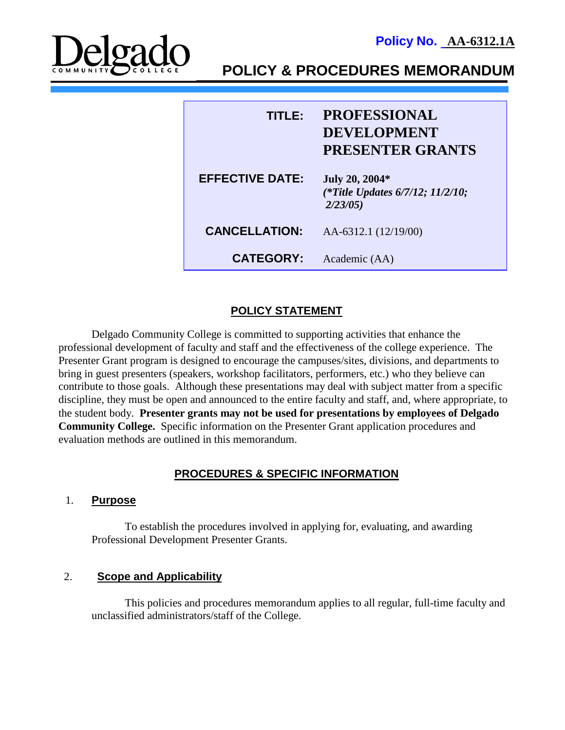**Policy No. AA-6312.1A**

# POLICY & PROCEDURES MEMORANDUM

| | |
|---|---|
| **TITLE:** | **PROFESSIONAL DEVELOPMENT PRESENTER GRANTS** |
| **EFFECTIVE DATE:** | **July 20, 2004*** ***(*Title Updates 6/7/12; 11/2/10; 2/23/05)*** |
| **CANCELLATION:** | AA-6312.1 (12/19/00) |
| **CATEGORY:** | Academic (AA) |

## POLICY STATEMENT

Delgado Community College is committed to supporting activities that enhance the professional development of faculty and staff and the effectiveness of the college experience. The Presenter Grant program is designed to encourage the campuses/sites, divisions, and departments to bring in guest presenters (speakers, workshop facilitators, performers, etc.) who they believe can contribute to those goals. Although these presentations may deal with subject matter from a specific discipline, they must be open and announced to the entire faculty and staff, and, where appropriate, to the student body. **Presenter grants may not be used for presentations by employees of Delgado Community College.** Specific information on the Presenter Grant application procedures and evaluation methods are outlined in this memorandum.

## PROCEDURES & SPECIFIC INFORMATION

### 1. Purpose

To establish the procedures involved in applying for, evaluating, and awarding Professional Development Presenter Grants.

### 2. Scope and Applicability

This policies and procedures memorandum applies to all regular, full-time faculty and unclassified administrators/staff of the College.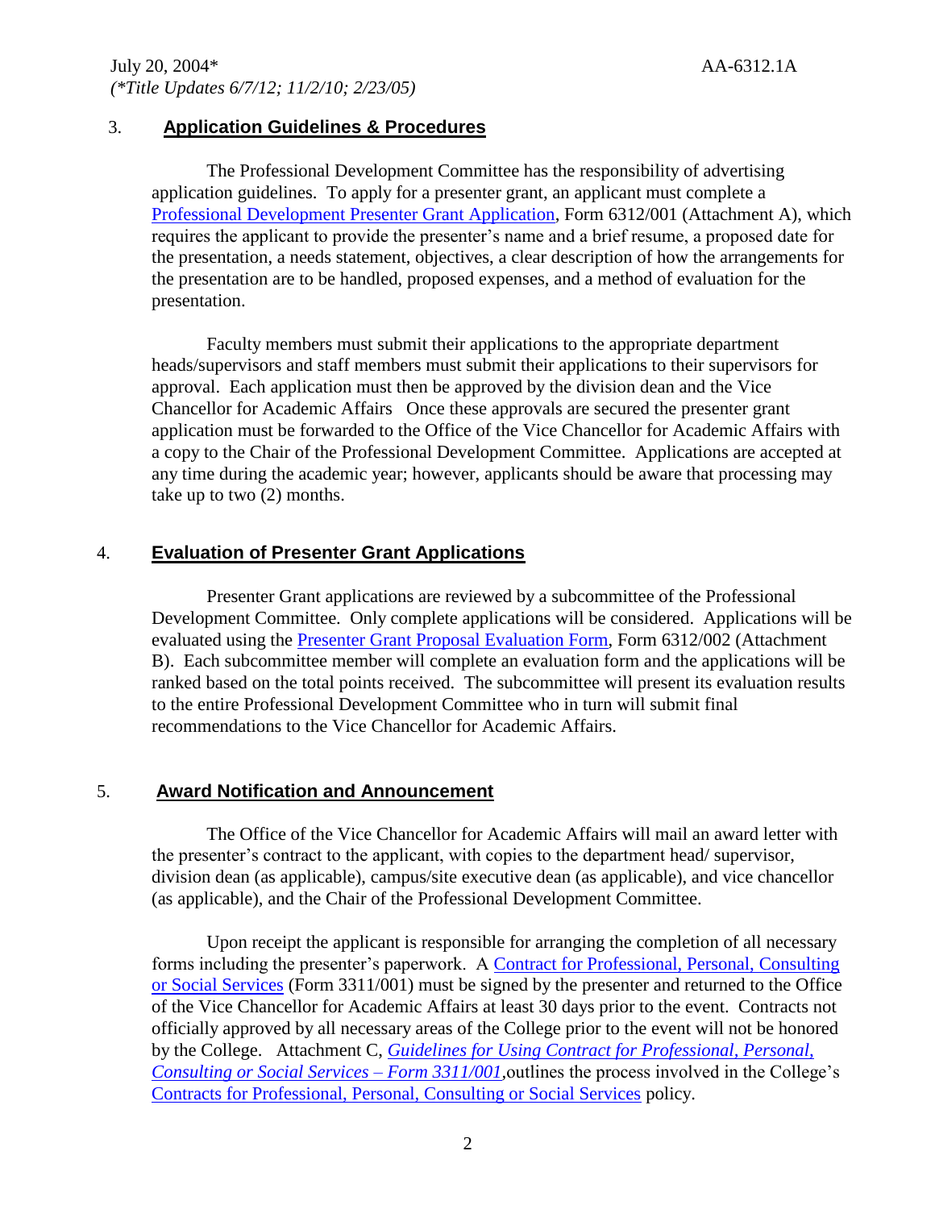## 3. Application Guidelines & Procedures

The Professional Development Committee has the responsibility of advertising application guidelines. To apply for a presenter grant, an applicant must complete a Professional Development Presenter Grant Application, Form 6312/001 (Attachment A), which requires the applicant to provide the presenter's name and a brief resume, a proposed date for the presentation, a needs statement, objectives, a clear description of how the arrangements for the presentation are to be handled, proposed expenses, and a method of evaluation for the presentation.

Faculty members must submit their applications to the appropriate department heads/supervisors and staff members must submit their applications to their supervisors for approval. Each application must then be approved by the division dean and the Vice Chancellor for Academic Affairs Once these approvals are secured the presenter grant application must be forwarded to the Office of the Vice Chancellor for Academic Affairs with a copy to the Chair of the Professional Development Committee. Applications are accepted at any time during the academic year; however, applicants should be aware that processing may take up to two (2) months.

## 4. Evaluation of Presenter Grant Applications

Presenter Grant applications are reviewed by a subcommittee of the Professional Development Committee. Only complete applications will be considered. Applications will be evaluated using the Presenter Grant Proposal Evaluation Form, Form 6312/002 (Attachment B). Each subcommittee member will complete an evaluation form and the applications will be ranked based on the total points received. The subcommittee will present its evaluation results to the entire Professional Development Committee who in turn will submit final recommendations to the Vice Chancellor for Academic Affairs.

## 5. Award Notification and Announcement

The Office of the Vice Chancellor for Academic Affairs will mail an award letter with the presenter's contract to the applicant, with copies to the department head/ supervisor, division dean (as applicable), campus/site executive dean (as applicable), and vice chancellor (as applicable), and the Chair of the Professional Development Committee.

Upon receipt the applicant is responsible for arranging the completion of all necessary forms including the presenter's paperwork. A Contract for Professional, Personal, Consulting or Social Services (Form 3311/001) must be signed by the presenter and returned to the Office of the Vice Chancellor for Academic Affairs at least 30 days prior to the event. Contracts not officially approved by all necessary areas of the College prior to the event will not be honored by the College. Attachment C, *Guidelines for Using Contract for Professional, Personal, Consulting or Social Services – Form 3311/001*,outlines the process involved in the College's Contracts for Professional, Personal, Consulting or Social Services policy.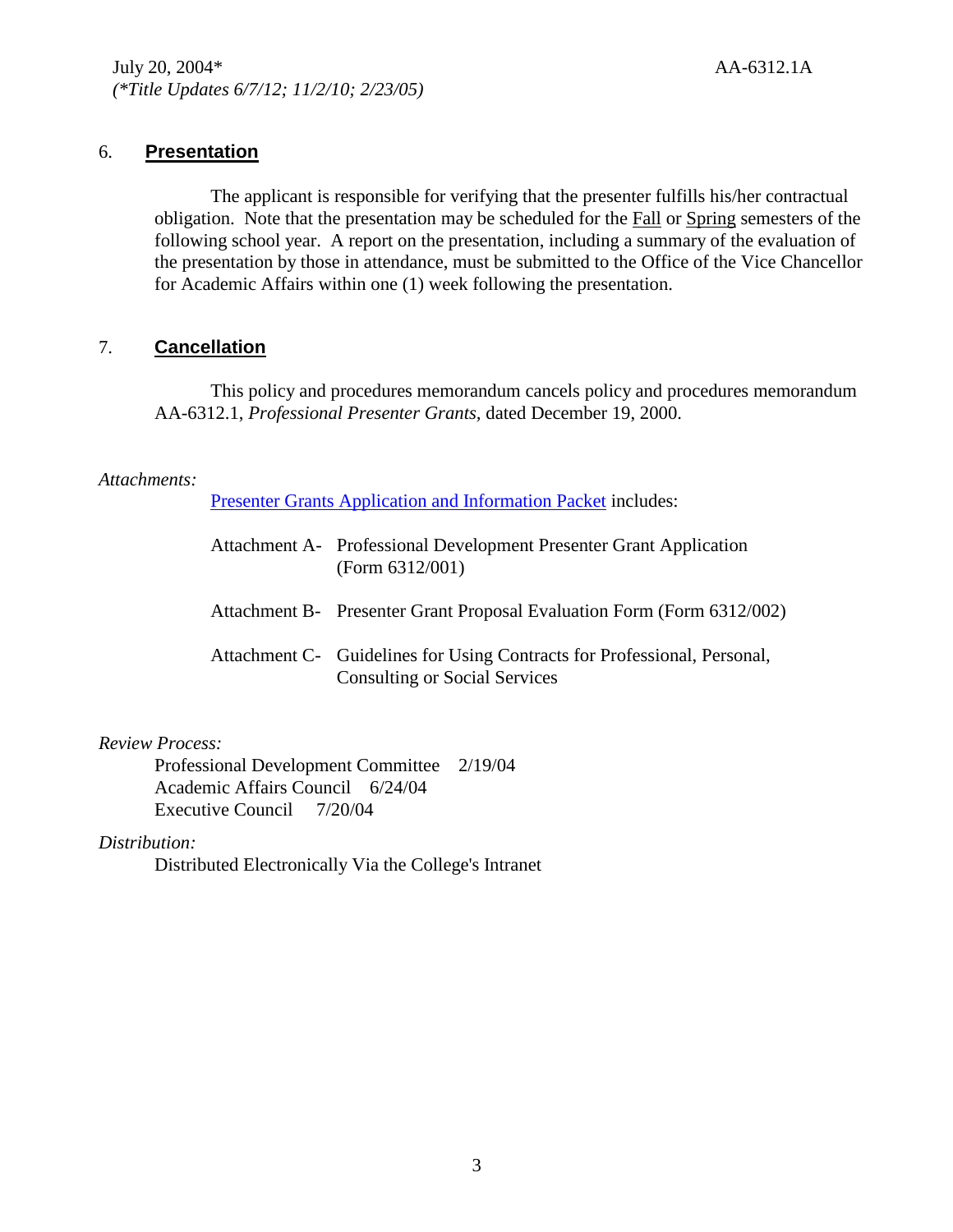## 6. **Presentation**

The applicant is responsible for verifying that the presenter fulfills his/her contractual obligation. Note that the presentation may be scheduled for the Fall or Spring semesters of the following school year. A report on the presentation, including a summary of the evaluation of the presentation by those in attendance, must be submitted to the Office of the Vice Chancellor for Academic Affairs within one (1) week following the presentation.

## 7. **Cancellation**

This policy and procedures memorandum cancels policy and procedures memorandum AA-6312.1, *Professional Presenter Grants*, dated December 19, 2000.

*Attachments:*

Presenter Grants Application and Information Packet includes:

Attachment A- Professional Development Presenter Grant Application (Form 6312/001)

Attachment B- Presenter Grant Proposal Evaluation Form (Form 6312/002)

Attachment C- Guidelines for Using Contracts for Professional, Personal, Consulting or Social Services

*Review Process:*

Professional Development Committee 2/19/04
Academic Affairs Council 6/24/04
Executive Council 7/20/04

*Distribution:*

Distributed Electronically Via the College's Intranet